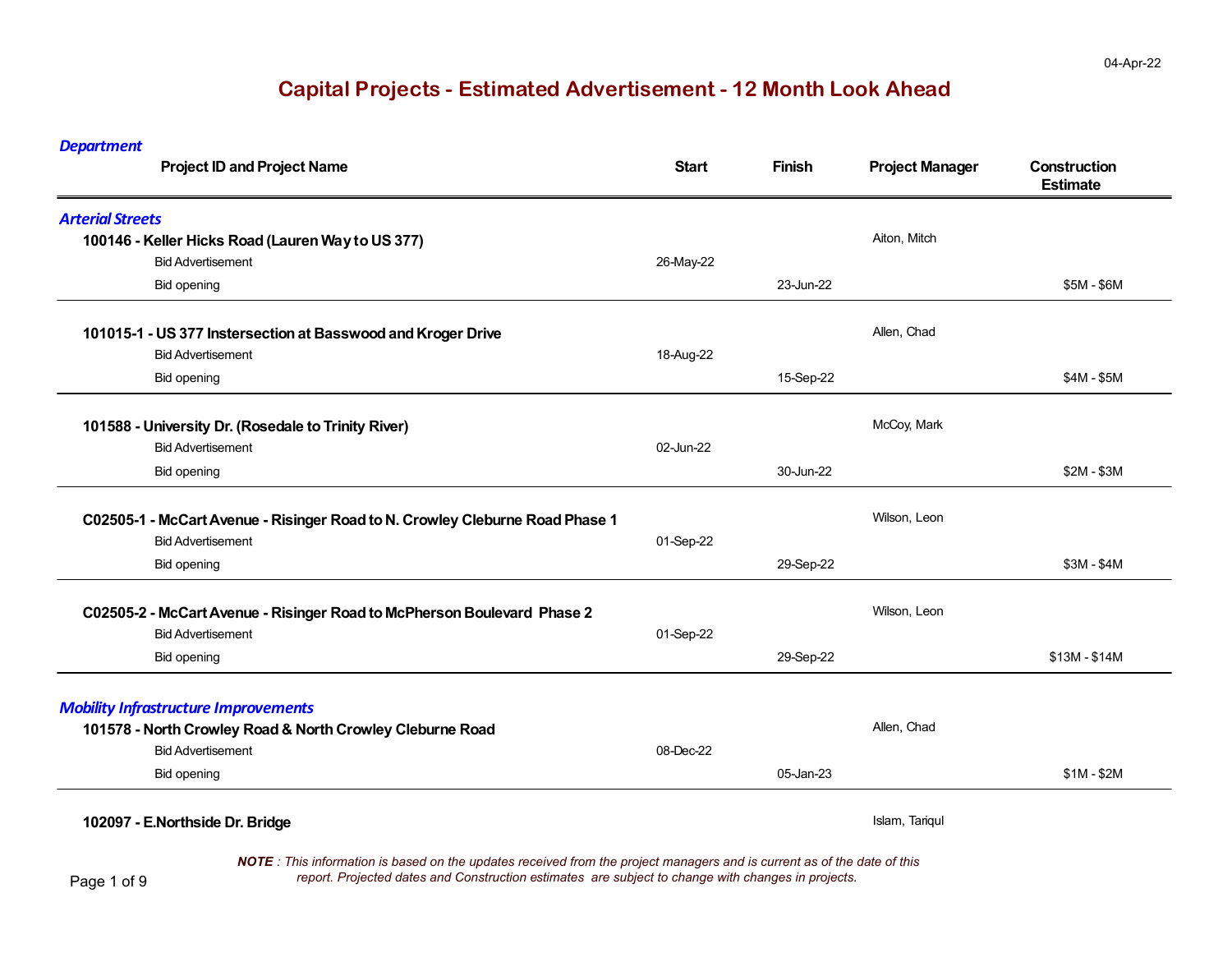04-Apr-22

# Capital Projects - Estimated Advertisement - 12 Month Look Ahead

| *Department* Project ID and Project Name | Start | Finish | Project Manager | Construction Estimate |
|---|---|---|---|---|
| ***Arterial Streets*** | | | | |
| **100146 - Keller Hicks Road (Lauren Way to US 377)** | | | Aiton, Mitch | |
| Bid Advertisement | 26-May-22 | | | |
| Bid opening | | 23-Jun-22 | | $5M - $6M |
| **101015-1 - US 377 Instersection at Basswood and Kroger Drive** | | | Allen, Chad | |
| Bid Advertisement | 18-Aug-22 | | | |
| Bid opening | | 15-Sep-22 | | $4M - $5M |
| **101588 - University Dr. (Rosedale to Trinity River)** | | | McCoy, Mark | |
| Bid Advertisement | 02-Jun-22 | | | |
| Bid opening | | 30-Jun-22 | | $2M - $3M |
| **C02505-1 - McCart Avenue - Risinger Road to N. Crowley Cleburne Road Phase 1** | | | Wilson, Leon | |
| Bid Advertisement | 01-Sep-22 | | | |
| Bid opening | | 29-Sep-22 | | $3M - $4M |
| **C02505-2 - McCart Avenue - Risinger Road to McPherson Boulevard Phase 2** | | | Wilson, Leon | |
| Bid Advertisement | 01-Sep-22 | | | |
| Bid opening | | 29-Sep-22 | | $13M - $14M |
| ***Mobility Infrastructure Improvements*** | | | | |
| **101578 - North Crowley Road & North Crowley Cleburne Road** | | | Allen, Chad | |
| Bid Advertisement | 08-Dec-22 | | | |
| Bid opening | | 05-Jan-23 | | $1M - $2M |
| **102097 - E.Northside Dr. Bridge** | | | Islam, Tariqul | |

***NOTE*** *: This information is based on the updates received from the project managers and is current as of the date of this report. Projected dates and Construction estimates are subject to change with changes in projects.*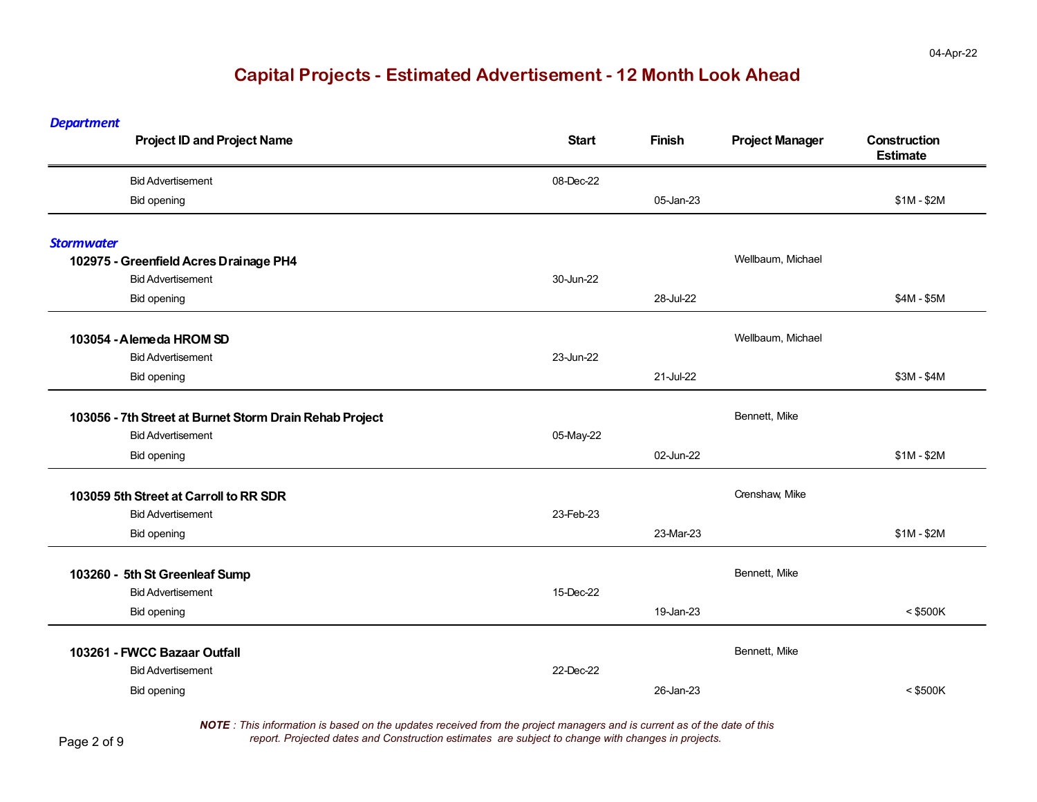04-Apr-22

# Capital Projects - Estimated Advertisement - 12 Month Look Ahead

| *Department* Project ID and Project Name | Start | Finish | Project Manager | Construction Estimate |
|---|---|---|---|---|
| Bid Advertisement | 08-Dec-22 | | | |
| Bid opening | | 05-Jan-23 | | $1M - $2M |
| ***Stormwater*** | | | | |
| **102975 - Greenfield Acres Drainage PH4** | | | Wellbaum, Michael | |
| Bid Advertisement | 30-Jun-22 | | | |
| Bid opening | | 28-Jul-22 | | $4M - $5M |
| **103054 - Alemeda HROM SD** | | | Wellbaum, Michael | |
| Bid Advertisement | 23-Jun-22 | | | |
| Bid opening | | 21-Jul-22 | | $3M - $4M |
| **103056 - 7th Street at Burnet Storm Drain Rehab Project** | | | Bennett, Mike | |
| Bid Advertisement | 05-May-22 | | | |
| Bid opening | | 02-Jun-22 | | $1M - $2M |
| **103059 5th Street at Carroll to RR SDR** | | | Crenshaw, Mike | |
| Bid Advertisement | 23-Feb-23 | | | |
| Bid opening | | 23-Mar-23 | | $1M - $2M |
| **103260 - 5th St Greenleaf Sump** | | | Bennett, Mike | |
| Bid Advertisement | 15-Dec-22 | | | |
| Bid opening | | 19-Jan-23 | | < $500K |
| **103261 - FWCC Bazaar Outfall** | | | Bennett, Mike | |
| Bid Advertisement | 22-Dec-22 | | | |
| Bid opening | | 26-Jan-23 | | < $500K |

***NOTE*** *: This information is based on the updates received from the project managers and is current as of the date of this report. Projected dates and Construction estimates are subject to change with changes in projects.*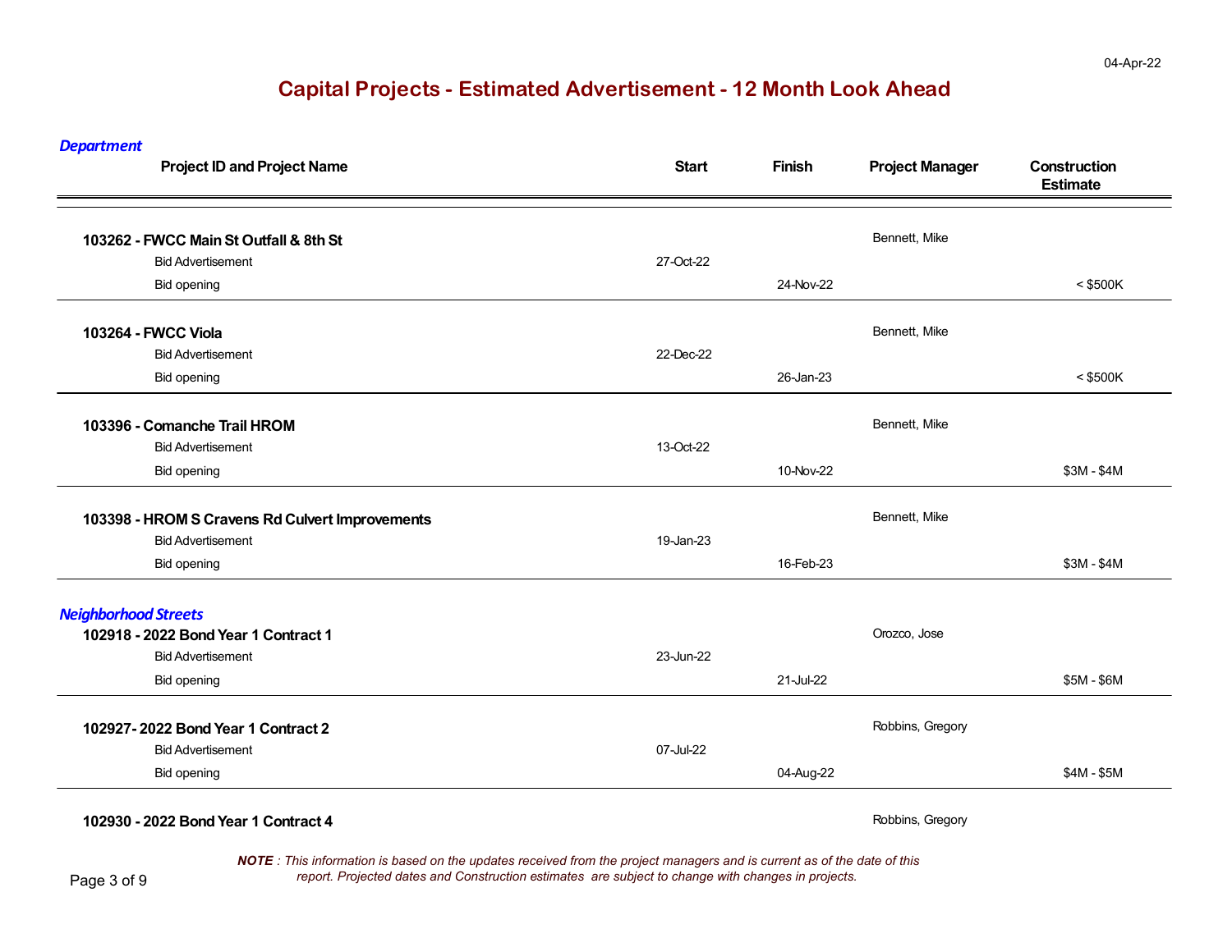04-Apr-22

# Capital Projects - Estimated Advertisement - 12 Month Look Ahead

| Project ID and Project Name | Start | Finish | Project Manager | Construction Estimate |
|---|---|---|---|---|
| ***Department*** | | | | |
| **103262 - FWCC Main St Outfall & 8th St** | | | Bennett, Mike | |
| Bid Advertisement | 27-Oct-22 | | | |
| Bid opening | | 24-Nov-22 | | < $500K |
| **103264 - FWCC Viola** | | | Bennett, Mike | |
| Bid Advertisement | 22-Dec-22 | | | |
| Bid opening | | 26-Jan-23 | | < $500K |
| **103396 - Comanche Trail HROM** | | | Bennett, Mike | |
| Bid Advertisement | 13-Oct-22 | | | |
| Bid opening | | 10-Nov-22 | | $3M - $4M |
| **103398 - HROM S Cravens Rd Culvert Improvements** | | | Bennett, Mike | |
| Bid Advertisement | 19-Jan-23 | | | |
| Bid opening | | 16-Feb-23 | | $3M - $4M |
| ***Neighborhood Streets*** | | | | |
| **102918 - 2022 Bond Year 1 Contract 1** | | | Orozco, Jose | |
| Bid Advertisement | 23-Jun-22 | | | |
| Bid opening | | 21-Jul-22 | | $5M - $6M |
| **102927- 2022 Bond Year 1 Contract 2** | | | Robbins, Gregory | |
| Bid Advertisement | 07-Jul-22 | | | |
| Bid opening | | 04-Aug-22 | | $4M - $5M |
| **102930 - 2022 Bond Year 1 Contract 4** | | | Robbins, Gregory | |

***NOTE*** *: This information is based on the updates received from the project managers and is current as of the date of this report. Projected dates and Construction estimates are subject to change with changes in projects.*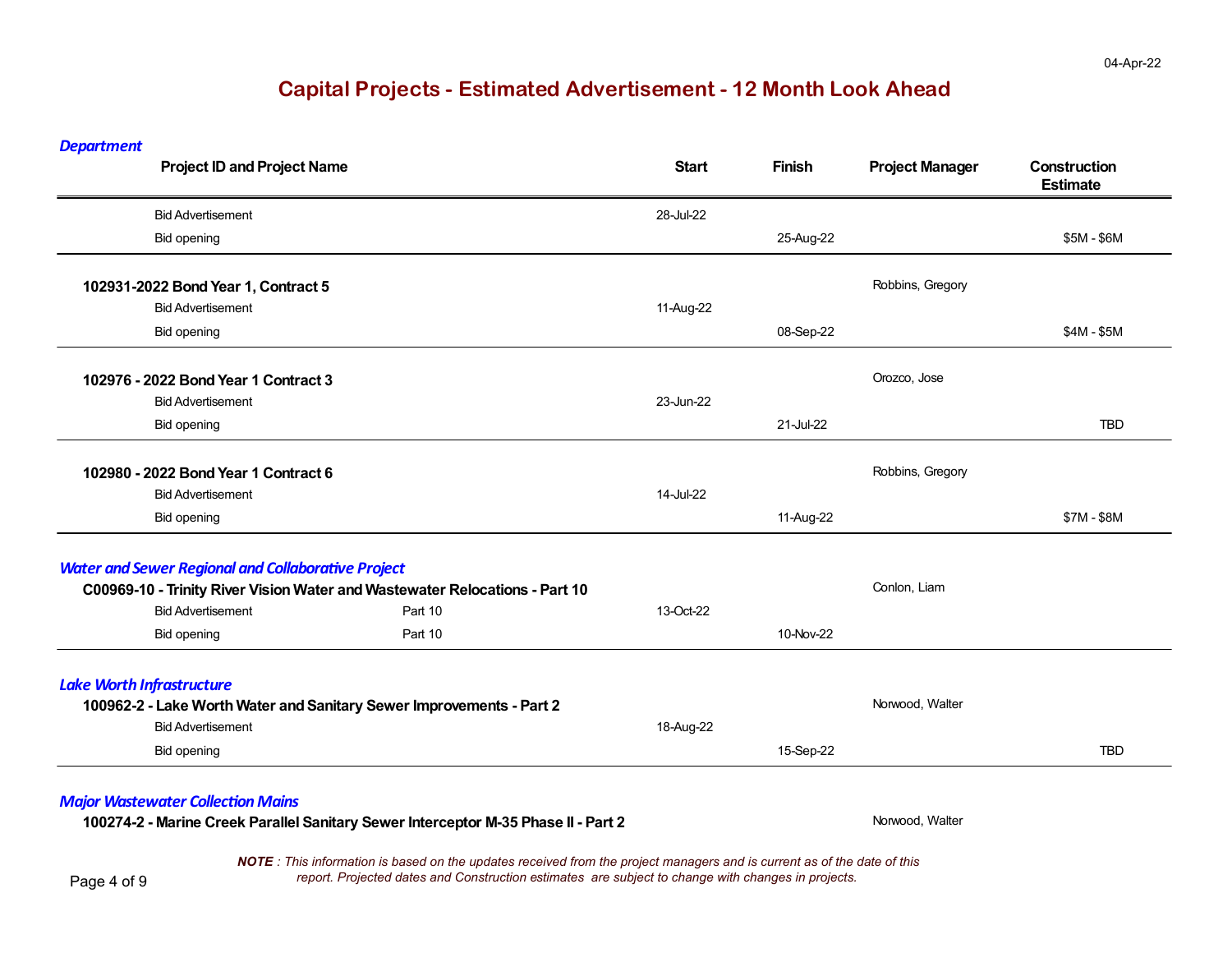# Capital Projects - Estimated Advertisement - 12 Month Look Ahead

04-Apr-22

| *Department* Project ID and Project Name | | Start | Finish | Project Manager | Construction Estimate |
|---|---|---|---|---|---|
| Bid Advertisement | | 28-Jul-22 | | | |
| Bid opening | | | 25-Aug-22 | | $5M - $6M |
| **102931-2022 Bond Year 1, Contract 5** | | | | Robbins, Gregory | |
| Bid Advertisement | | 11-Aug-22 | | | |
| Bid opening | | | 08-Sep-22 | | $4M - $5M |
| **102976 - 2022 Bond Year 1 Contract 3** | | | | Orozco, Jose | |
| Bid Advertisement | | 23-Jun-22 | | | |
| Bid opening | | | 21-Jul-22 | | TBD |
| **102980 - 2022 Bond Year 1 Contract 6** | | | | Robbins, Gregory | |
| Bid Advertisement | | 14-Jul-22 | | | |
| Bid opening | | | 11-Aug-22 | | $7M - $8M |
| ***Water and Sewer Regional and Collaborative Project*** | | | | | |
| **C00969-10 - Trinity River Vision Water and Wastewater Relocations - Part 10** | | | | Conlon, Liam | |
| Bid Advertisement | Part 10 | 13-Oct-22 | | | |
| Bid opening | Part 10 | | 10-Nov-22 | | |
| ***Lake Worth Infrastructure*** | | | | | |
| **100962-2 - Lake Worth Water and Sanitary Sewer Improvements - Part 2** | | | | Norwood, Walter | |
| Bid Advertisement | | 18-Aug-22 | | | |
| Bid opening | | | 15-Sep-22 | | TBD |
| ***Major Wastewater Collection Mains*** | | | | | |
| **100274-2 - Marine Creek Parallel Sanitary Sewer Interceptor M-35 Phase II - Part 2** | | | | Norwood, Walter | |

***NOTE*** *: This information is based on the updates received from the project managers and is current as of the date of this report. Projected dates and Construction estimates are subject to change with changes in projects.*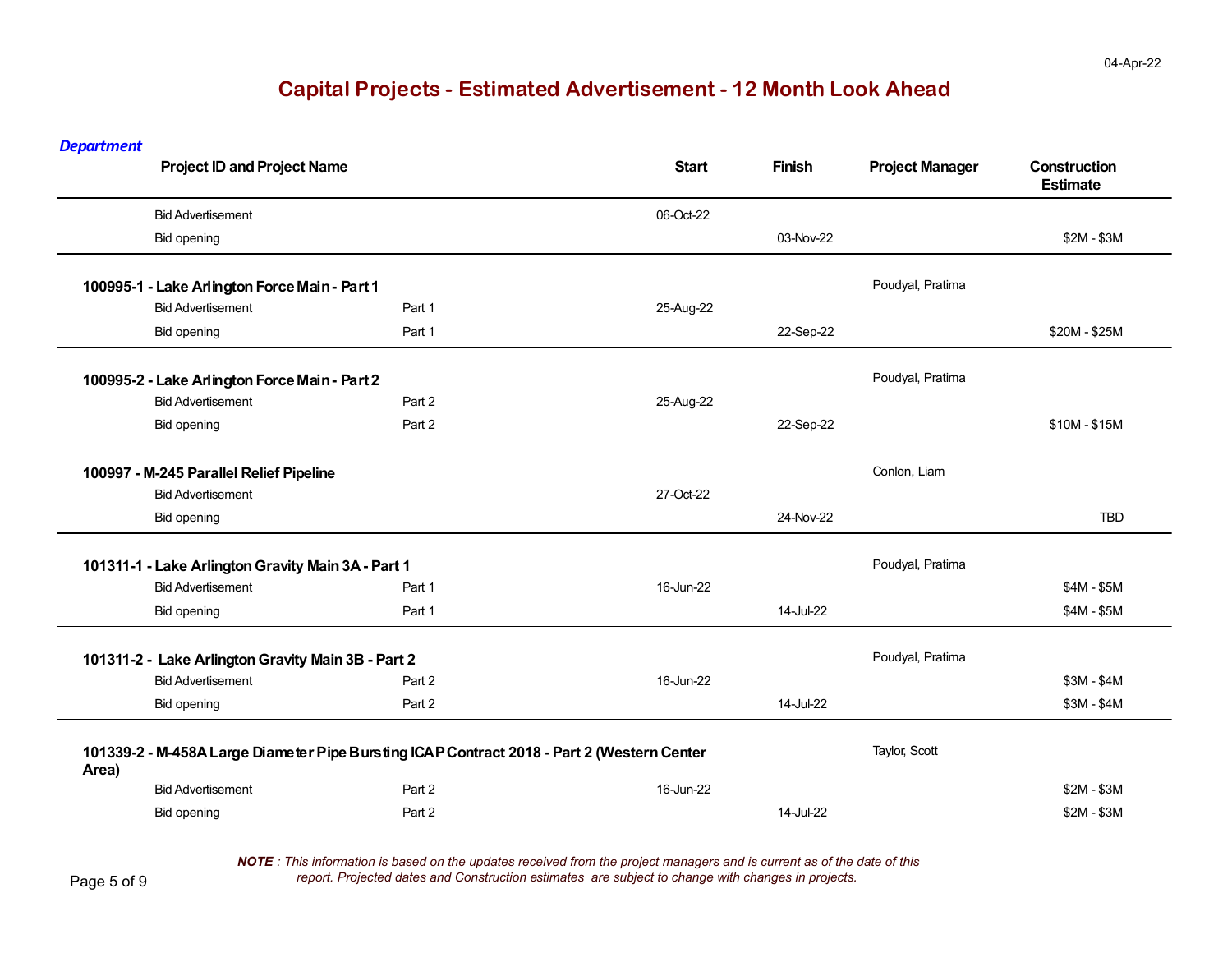04-Apr-22

# Capital Projects - Estimated Advertisement - 12 Month Look Ahead

*Department*

| Project ID and Project Name | | Start | Finish | Project Manager | Construction Estimate |
|---|---|---|---|---|---|
| Bid Advertisement | | 06-Oct-22 | | | |
| Bid opening | | | 03-Nov-22 | | $2M - $3M |
| **100995-1 - Lake Arlington Force Main - Part 1** | | | | Poudyal, Pratima | |
| Bid Advertisement | Part 1 | 25-Aug-22 | | | |
| Bid opening | Part 1 | | 22-Sep-22 | | $20M - $25M |
| **100995-2 - Lake Arlington Force Main - Part 2** | | | | Poudyal, Pratima | |
| Bid Advertisement | Part 2 | 25-Aug-22 | | | |
| Bid opening | Part 2 | | 22-Sep-22 | | $10M - $15M |
| **100997 - M-245 Parallel Relief Pipeline** | | | | Conlon, Liam | |
| Bid Advertisement | | 27-Oct-22 | | | |
| Bid opening | | | 24-Nov-22 | | TBD |
| **101311-1 - Lake Arlington Gravity Main 3A - Part 1** | | | | Poudyal, Pratima | |
| Bid Advertisement | Part 1 | 16-Jun-22 | | | $4M - $5M |
| Bid opening | Part 1 | | 14-Jul-22 | | $4M - $5M |
| **101311-2 - Lake Arlington Gravity Main 3B - Part 2** | | | | Poudyal, Pratima | |
| Bid Advertisement | Part 2 | 16-Jun-22 | | | $3M - $4M |
| Bid opening | Part 2 | | 14-Jul-22 | | $3M - $4M |
| **101339-2 - M-458A Large Diameter Pipe Bursting ICAP Contract 2018 - Part 2 (Western Center Area)** | | | | Taylor, Scott | |
| Bid Advertisement | Part 2 | 16-Jun-22 | | | $2M - $3M |
| Bid opening | Part 2 | | 14-Jul-22 | | $2M - $3M |

***NOTE** : This information is based on the updates received from the project managers and is current as of the date of this report. Projected dates and Construction estimates are subject to change with changes in projects.*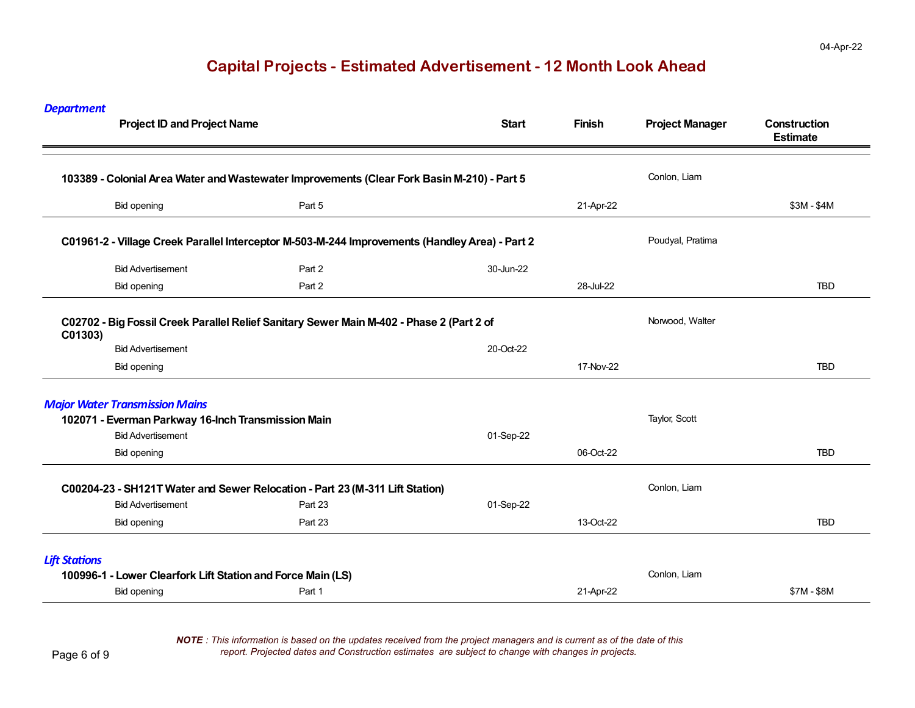04-Apr-22

# Capital Projects - Estimated Advertisement - 12 Month Look Ahead

| *Department* Project ID and Project Name | | Start | Finish | Project Manager | Construction Estimate |
|---|---|---|---|---|---|
| **103389 - Colonial Area Water and Wastewater Improvements (Clear Fork Basin M-210) - Part 5** | | | | Conlon, Liam | |
| Bid opening | Part 5 | | 21-Apr-22 | | $3M - $4M |
| **C01961-2 - Village Creek Parallel Interceptor M-503-M-244 Improvements (Handley Area) - Part 2** | | | | Poudyal, Pratima | |
| Bid Advertisement | Part 2 | 30-Jun-22 | | | |
| Bid opening | Part 2 | | 28-Jul-22 | | TBD |
| **C02702 - Big Fossil Creek Parallel Relief Sanitary Sewer Main M-402 - Phase 2 (Part 2 of C01303)** | | | | Norwood, Walter | |
| Bid Advertisement | | 20-Oct-22 | | | |
| Bid opening | | | 17-Nov-22 | | TBD |
| ***Major Water Transmission Mains*** | | | | | |
| **102071 - Everman Parkway 16-Inch Transmission Main** | | | | Taylor, Scott | |
| Bid Advertisement | | 01-Sep-22 | | | |
| Bid opening | | | 06-Oct-22 | | TBD |
| **C00204-23 - SH121T Water and Sewer Relocation - Part 23 (M-311 Lift Station)** | | | | Conlon, Liam | |
| Bid Advertisement | Part 23 | 01-Sep-22 | | | |
| Bid opening | Part 23 | | 13-Oct-22 | | TBD |
| ***Lift Stations*** | | | | | |
| **100996-1 - Lower Clearfork Lift Station and Force Main (LS)** | | | | Conlon, Liam | |
| Bid opening | Part 1 | | 21-Apr-22 | | $7M - $8M |

***NOTE** : This information is based on the updates received from the project managers and is current as of the date of this report. Projected dates and Construction estimates are subject to change with changes in projects.*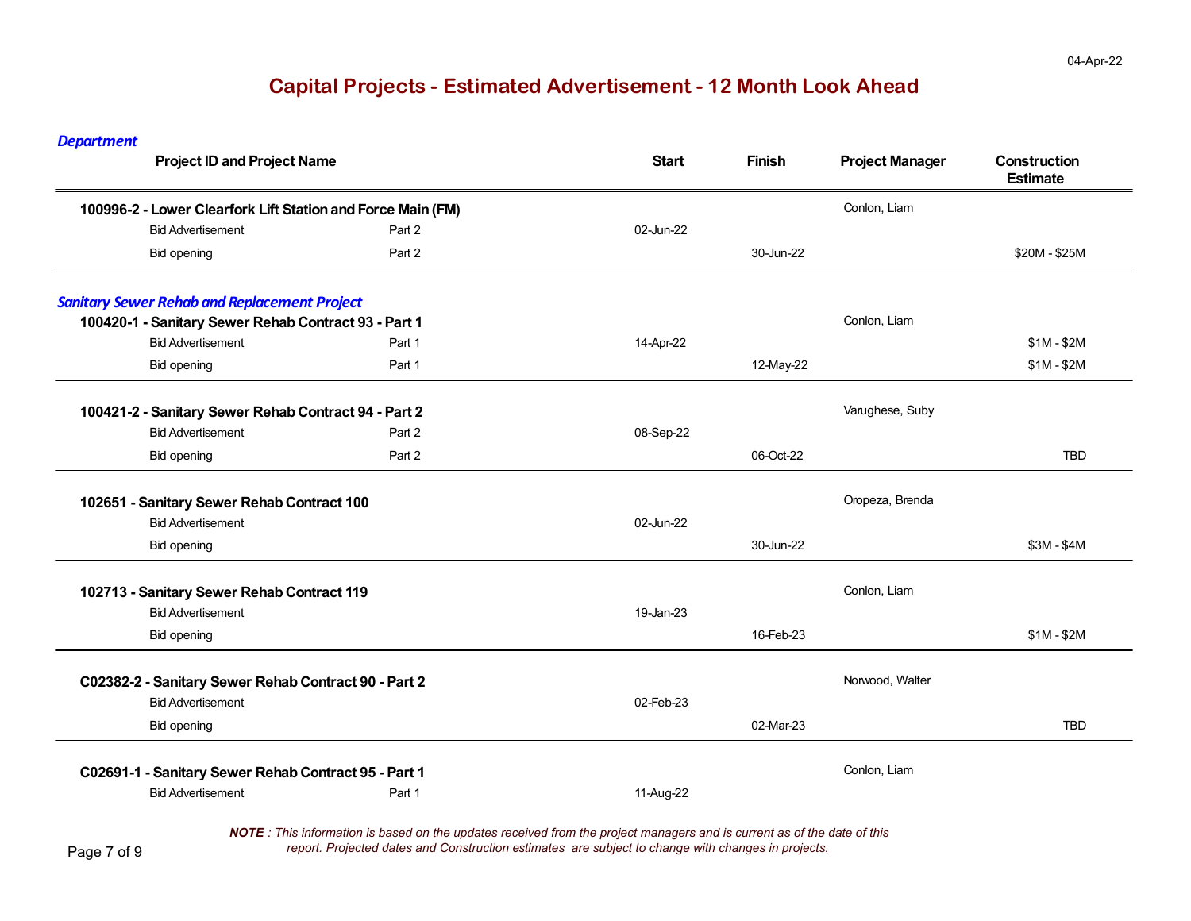04-Apr-22

# Capital Projects - Estimated Advertisement - 12 Month Look Ahead

***Department***

| Project ID and Project Name | | Start | Finish | Project Manager | Construction Estimate |
|---|---|---|---|---|---|
| **100996-2 - Lower Clearfork Lift Station and Force Main (FM)** | | | | Conlon, Liam | |
| Bid Advertisement | Part 2 | 02-Jun-22 | | | |
| Bid opening | Part 2 | | 30-Jun-22 | | $20M - $25M |

***Sanitary Sewer Rehab and Replacement Project***

| Project ID and Project Name | | Start | Finish | Project Manager | Construction Estimate |
|---|---|---|---|---|---|
| **100420-1 - Sanitary Sewer Rehab Contract 93 - Part 1** | | | | Conlon, Liam | |
| Bid Advertisement | Part 1 | 14-Apr-22 | | | $1M - $2M |
| Bid opening | Part 1 | | 12-May-22 | | $1M - $2M |
| **100421-2 - Sanitary Sewer Rehab Contract 94 - Part 2** | | | | Varughese, Suby | |
| Bid Advertisement | Part 2 | 08-Sep-22 | | | |
| Bid opening | Part 2 | | 06-Oct-22 | | TBD |
| **102651 - Sanitary Sewer Rehab Contract 100** | | | | Oropeza, Brenda | |
| Bid Advertisement | | 02-Jun-22 | | | |
| Bid opening | | | 30-Jun-22 | | $3M - $4M |
| **102713 - Sanitary Sewer Rehab Contract 119** | | | | Conlon, Liam | |
| Bid Advertisement | | 19-Jan-23 | | | |
| Bid opening | | | 16-Feb-23 | | $1M - $2M |
| **C02382-2 - Sanitary Sewer Rehab Contract 90 - Part 2** | | | | Norwood, Walter | |
| Bid Advertisement | | 02-Feb-23 | | | |
| Bid opening | | | 02-Mar-23 | | TBD |
| **C02691-1 - Sanitary Sewer Rehab Contract 95 - Part 1** | | | | Conlon, Liam | |
| Bid Advertisement | Part 1 | 11-Aug-22 | | | |

***NOTE** : This information is based on the updates received from the project managers and is current as of the date of this report. Projected dates and Construction estimates are subject to change with changes in projects.*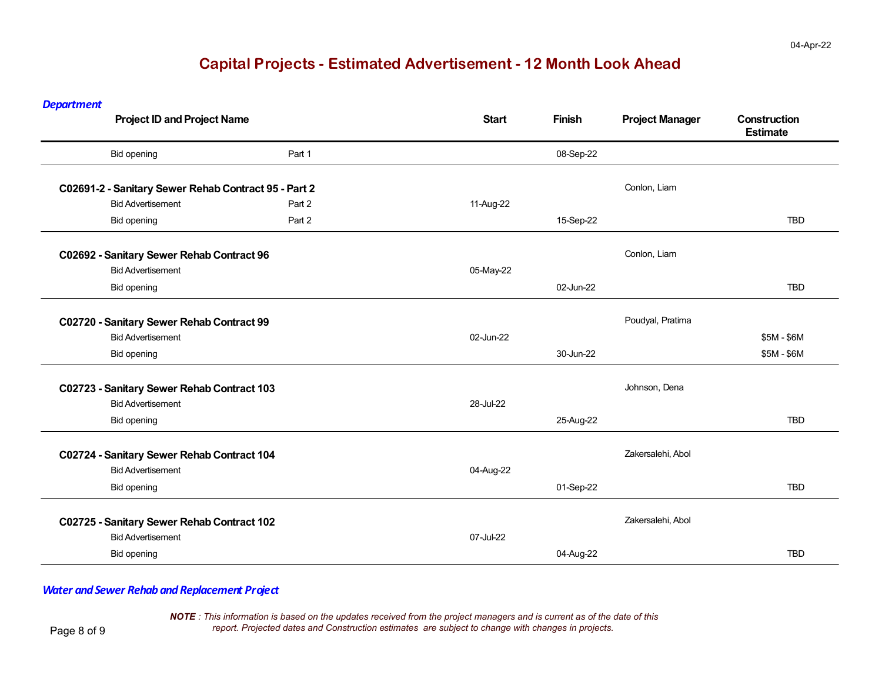# Capital Projects - Estimated Advertisement - 12 Month Look Ahead

04-Apr-22

*Department*

| Project ID and Project Name | | Start | Finish | Project Manager | Construction Estimate |
|---|---|---|---|---|---|
| Bid opening | Part 1 | | 08-Sep-22 | | |
| **C02691-2 - Sanitary Sewer Rehab Contract 95 - Part 2** | | | | Conlon, Liam | |
| Bid Advertisement | Part 2 | 11-Aug-22 | | | |
| Bid opening | Part 2 | | 15-Sep-22 | | TBD |
| **C02692 - Sanitary Sewer Rehab Contract 96** | | | | Conlon, Liam | |
| Bid Advertisement | | 05-May-22 | | | |
| Bid opening | | | 02-Jun-22 | | TBD |
| **C02720 - Sanitary Sewer Rehab Contract 99** | | | | Poudyal, Pratima | |
| Bid Advertisement | | 02-Jun-22 | | | $5M - $6M |
| Bid opening | | | 30-Jun-22 | | $5M - $6M |
| **C02723 - Sanitary Sewer Rehab Contract 103** | | | | Johnson, Dena | |
| Bid Advertisement | | 28-Jul-22 | | | |
| Bid opening | | | 25-Aug-22 | | TBD |
| **C02724 - Sanitary Sewer Rehab Contract 104** | | | | Zakersalehi, Abol | |
| Bid Advertisement | | 04-Aug-22 | | | |
| Bid opening | | | 01-Sep-22 | | TBD |
| **C02725 - Sanitary Sewer Rehab Contract 102** | | | | Zakersalehi, Abol | |
| Bid Advertisement | | 07-Jul-22 | | | |
| Bid opening | | | 04-Aug-22 | | TBD |

*Water and Sewer Rehab and Replacement Project*

***NOTE*** *: This information is based on the updates received from the project managers and is current as of the date of this report. Projected dates and Construction estimates are subject to change with changes in projects.*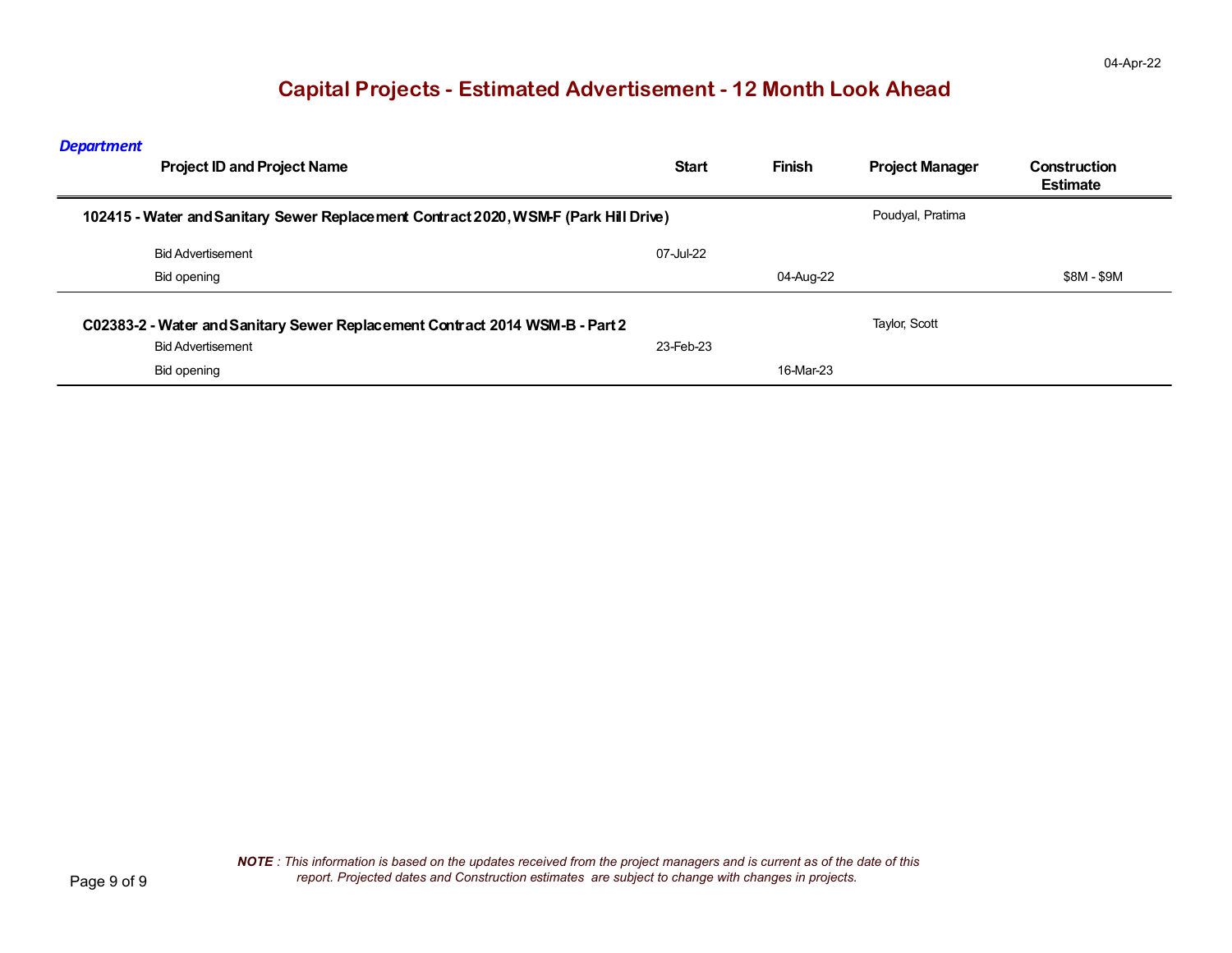04-Apr-22

# Capital Projects - Estimated Advertisement - 12 Month Look Ahead

***Department***

| Project ID and Project Name | Start | Finish | Project Manager | Construction Estimate |
|---|---|---|---|---|
| **102415 - Water and Sanitary Sewer Replacement Contract 2020, WSM-F (Park Hill Drive)** | | | Poudyal, Pratima | |
| Bid Advertisement | 07-Jul-22 | | | |
| Bid opening | | 04-Aug-22 | | $8M - $9M |
| **C02383-2 - Water and Sanitary Sewer Replacement Contract 2014 WSM-B - Part 2** | | | Taylor, Scott | |
| Bid Advertisement | 23-Feb-23 | | | |
| Bid opening | | 16-Mar-23 | | |

***NOTE** : This information is based on the updates received from the project managers and is current as of the date of this report. Projected dates and Construction estimates are subject to change with changes in projects.*